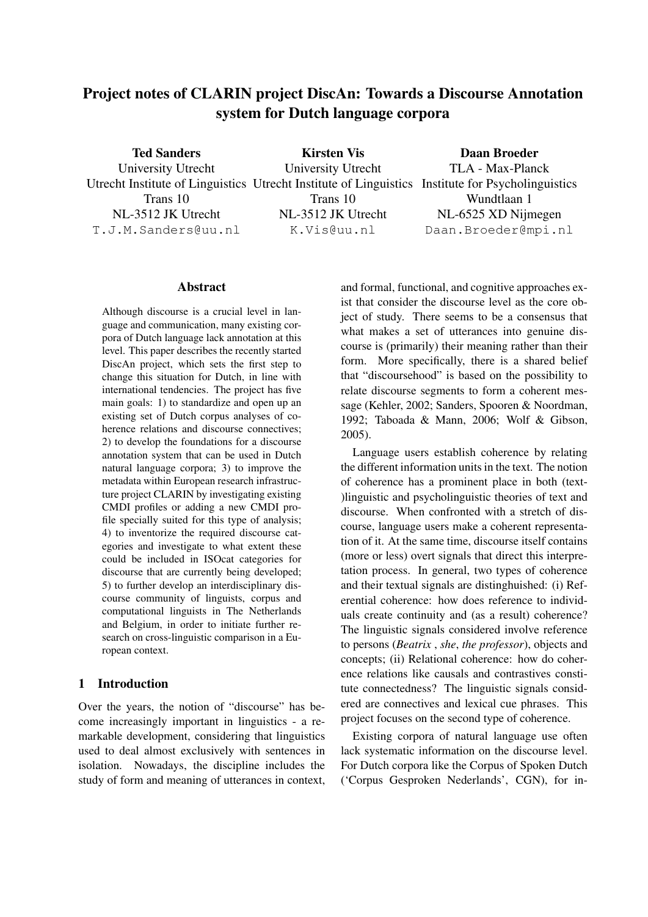# Project notes of CLARIN project DiscAn: Towards a Discourse Annotation system for Dutch language corpora

**Ted Sanders**
University Utrecht
Utrecht Institute of Linguistics
Trans 10
NL-3512 JK Utrecht
T.J.M.Sanders@uu.nl

**Kirsten Vis**
University Utrecht
Utrecht Institute of Linguistics
Trans 10
NL-3512 JK Utrecht
K.Vis@uu.nl

**Daan Broeder**
TLA - Max-Planck
Institute for Psycholinguistics
Wundtlaan 1
NL-6525 XD Nijmegen
Daan.Broeder@mpi.nl

## Abstract

Although discourse is a crucial level in language and communication, many existing corpora of Dutch language lack annotation at this level. This paper describes the recently started DiscAn project, which sets the first step to change this situation for Dutch, in line with international tendencies. The project has five main goals: 1) to standardize and open up an existing set of Dutch corpus analyses of coherence relations and discourse connectives; 2) to develop the foundations for a discourse annotation system that can be used in Dutch natural language corpora; 3) to improve the metadata within European research infrastructure project CLARIN by investigating existing CMDI profiles or adding a new CMDI profile specially suited for this type of analysis; 4) to inventorize the required discourse categories and investigate to what extent these could be included in ISOcat categories for discourse that are currently being developed; 5) to further develop an interdisciplinary discourse community of linguists, corpus and computational linguists in The Netherlands and Belgium, in order to initiate further research on cross-linguistic comparison in a European context.

## 1 Introduction

Over the years, the notion of "discourse" has become increasingly important in linguistics - a remarkable development, considering that linguistics used to deal almost exclusively with sentences in isolation. Nowadays, the discipline includes the study of form and meaning of utterances in context, and formal, functional, and cognitive approaches exist that consider the discourse level as the core object of study. There seems to be a consensus that what makes a set of utterances into genuine discourse is (primarily) their meaning rather than their form. More specifically, there is a shared belief that "discoursehood" is based on the possibility to relate discourse segments to form a coherent message (Kehler, 2002; Sanders, Spooren & Noordman, 1992; Taboada & Mann, 2006; Wolf & Gibson, 2005).

Language users establish coherence by relating the different information units in the text. The notion of coherence has a prominent place in both (text-)linguistic and psycholinguistic theories of text and discourse. When confronted with a stretch of discourse, language users make a coherent representation of it. At the same time, discourse itself contains (more or less) overt signals that direct this interpretation process. In general, two types of coherence and their textual signals are distinghuished: (i) Referential coherence: how does reference to individuals create continuity and (as a result) coherence? The linguistic signals considered involve reference to persons (*Beatrix* , *she*, *the professor*), objects and concepts; (ii) Relational coherence: how do coherence relations like causals and contrastives constitute connectedness? The linguistic signals considered are connectives and lexical cue phrases. This project focuses on the second type of coherence.

Existing corpora of natural language use often lack systematic information on the discourse level. For Dutch corpora like the Corpus of Spoken Dutch ('Corpus Gesproken Nederlands', CGN), for in-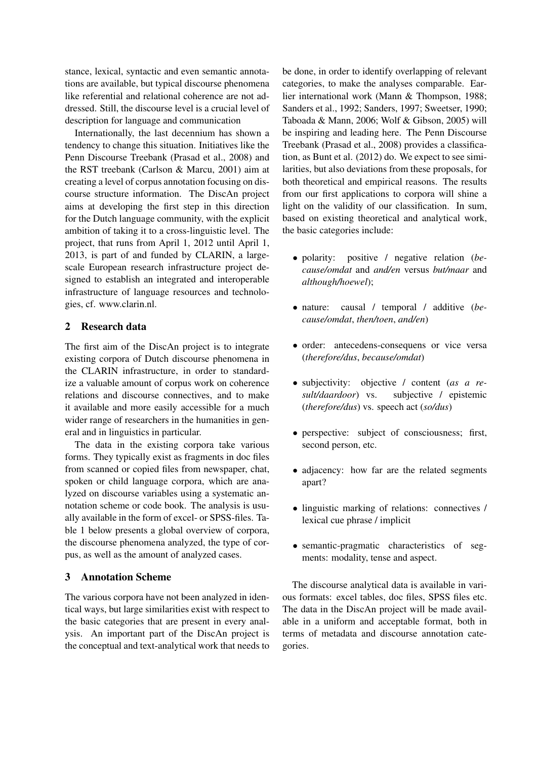stance, lexical, syntactic and even semantic annotations are available, but typical discourse phenomena like referential and relational coherence are not addressed. Still, the discourse level is a crucial level of description for language and communication

Internationally, the last decennium has shown a tendency to change this situation. Initiatives like the Penn Discourse Treebank (Prasad et al., 2008) and the RST treebank (Carlson & Marcu, 2001) aim at creating a level of corpus annotation focusing on discourse structure information. The DiscAn project aims at developing the first step in this direction for the Dutch language community, with the explicit ambition of taking it to a cross-linguistic level. The project, that runs from April 1, 2012 until April 1, 2013, is part of and funded by CLARIN, a large-scale European research infrastructure project designed to establish an integrated and interoperable infrastructure of language resources and technologies, cf. www.clarin.nl.

## 2 Research data

The first aim of the DiscAn project is to integrate existing corpora of Dutch discourse phenomena in the CLARIN infrastructure, in order to standardize a valuable amount of corpus work on coherence relations and discourse connectives, and to make it available and more easily accessible for a much wider range of researchers in the humanities in general and in linguistics in particular.

The data in the existing corpora take various forms. They typically exist as fragments in doc files from scanned or copied files from newspaper, chat, spoken or child language corpora, which are analyzed on discourse variables using a systematic annotation scheme or code book. The analysis is usually available in the form of excel- or SPSS-files. Table 1 below presents a global overview of corpora, the discourse phenomena analyzed, the type of corpus, as well as the amount of analyzed cases.

## 3 Annotation Scheme

The various corpora have not been analyzed in identical ways, but large similarities exist with respect to the basic categories that are present in every analysis. An important part of the DiscAn project is the conceptual and text-analytical work that needs to be done, in order to identify overlapping of relevant categories, to make the analyses comparable. Earlier international work (Mann & Thompson, 1988; Sanders et al., 1992; Sanders, 1997; Sweetser, 1990; Taboada & Mann, 2006; Wolf & Gibson, 2005) will be inspiring and leading here. The Penn Discourse Treebank (Prasad et al., 2008) provides a classification, as Bunt et al. (2012) do. We expect to see similarities, but also deviations from these proposals, for both theoretical and empirical reasons. The results from our first applications to corpora will shine a light on the validity of our classification. In sum, based on existing theoretical and analytical work, the basic categories include:

- polarity: positive / negative relation (*because/omdat* and *and/en* versus *but/maar* and *although/hoewel*);
- nature: causal / temporal / additive (*because/omdat*, *then/toen*, *and/en*)
- order: antecedens-consequens or vice versa (*therefore/dus*, *because/omdat*)
- subjectivity: objective / content (*as a result/daardoor*) vs. subjective / epistemic (*therefore/dus*) vs. speech act (*so/dus*)
- perspective: subject of consciousness; first, second person, etc.
- adjacency: how far are the related segments apart?
- linguistic marking of relations: connectives / lexical cue phrase / implicit
- semantic-pragmatic characteristics of segments: modality, tense and aspect.

The discourse analytical data is available in various formats: excel tables, doc files, SPSS files etc. The data in the DiscAn project will be made available in a uniform and acceptable format, both in terms of metadata and discourse annotation categories.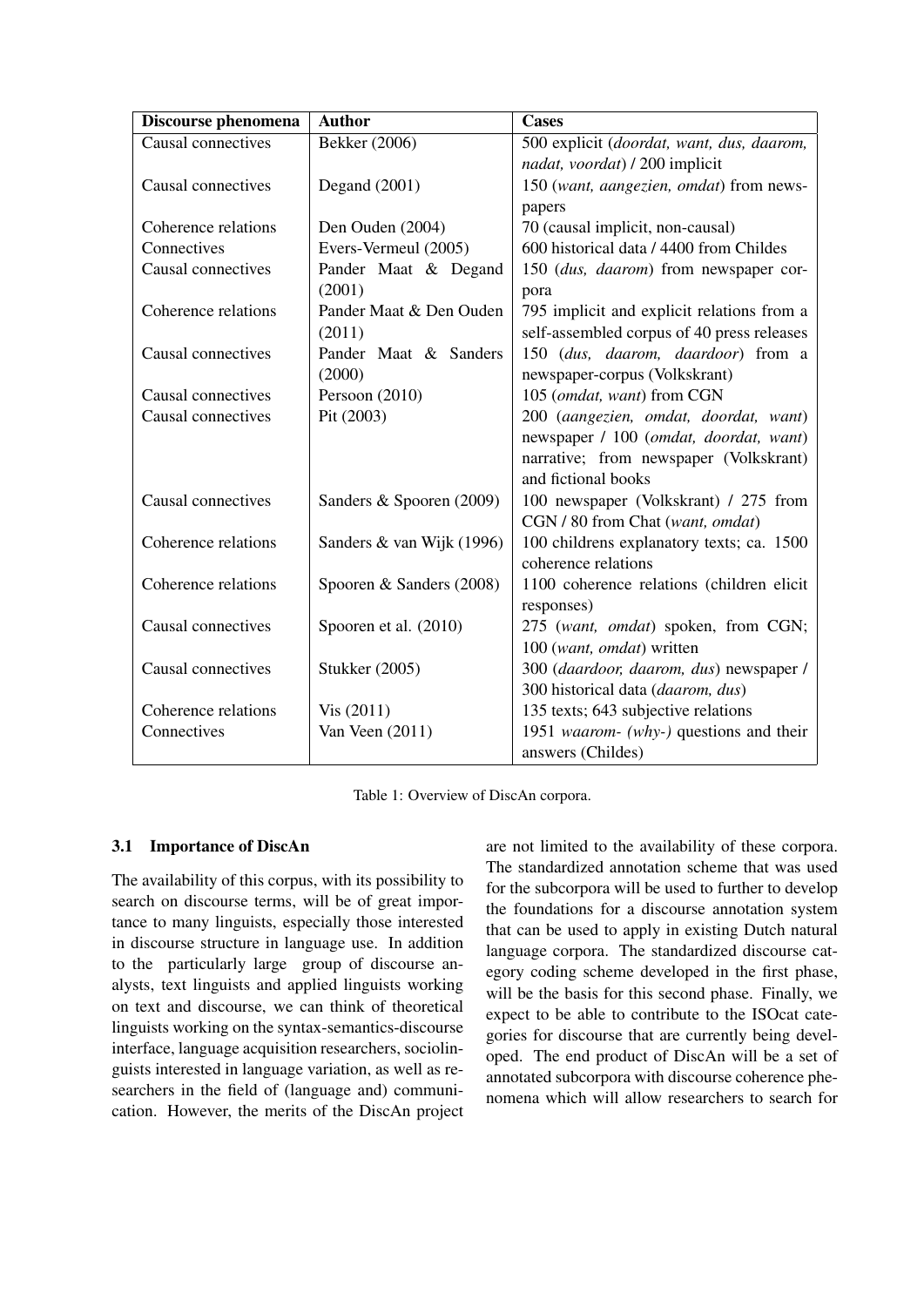| Discourse phenomena | Author | Cases |
|---|---|---|
| Causal connectives | Bekker (2006) | 500 explicit (*doordat, want, dus, daarom, nadat, voordat*) / 200 implicit |
| Causal connectives | Degand (2001) | 150 (*want, aangezien, omdat*) from newspapers |
| Coherence relations | Den Ouden (2004) | 70 (causal implicit, non-causal) |
| Connectives | Evers-Vermeul (2005) | 600 historical data / 4400 from Childes |
| Causal connectives | Pander Maat & Degand (2001) | 150 (*dus, daarom*) from newspaper corpora |
| Coherence relations | Pander Maat & Den Ouden (2011) | 795 implicit and explicit relations from a self-assembled corpus of 40 press releases |
| Causal connectives | Pander Maat & Sanders (2000) | 150 (*dus, daarom, daardoor*) from a newspaper-corpus (Volkskrant) |
| Causal connectives | Persoon (2010) | 105 (*omdat, want*) from CGN |
| Causal connectives | Pit (2003) | 200 (*aangezien, omdat, doordat, want*) newspaper / 100 (*omdat, doordat, want*) narrative; from newspaper (Volkskrant) and fictional books |
| Causal connectives | Sanders & Spooren (2009) | 100 newspaper (Volkskrant) / 275 from CGN / 80 from Chat (*want, omdat*) |
| Coherence relations | Sanders & van Wijk (1996) | 100 childrens explanatory texts; ca. 1500 coherence relations |
| Coherence relations | Spooren & Sanders (2008) | 1100 coherence relations (children elicit responses) |
| Causal connectives | Spooren et al. (2010) | 275 (*want, omdat*) spoken, from CGN; 100 (*want, omdat*) written |
| Causal connectives | Stukker (2005) | 300 (*daardoor, daarom, dus*) newspaper / 300 historical data (*daarom, dus*) |
| Coherence relations | Vis (2011) | 135 texts; 643 subjective relations |
| Connectives | Van Veen (2011) | 1951 *waarom- (why-)* questions and their answers (Childes) |

Table 1: Overview of DiscAn corpora.

### 3.1 Importance of DiscAn

The availability of this corpus, with its possibility to search on discourse terms, will be of great importance to many linguists, especially those interested in discourse structure in language use. In addition to the particularly large group of discourse analysts, text linguists and applied linguists working on text and discourse, we can think of theoretical linguists working on the syntax-semantics-discourse interface, language acquisition researchers, sociolinguists interested in language variation, as well as researchers in the field of (language and) communication. However, the merits of the DiscAn project are not limited to the availability of these corpora. The standardized annotation scheme that was used for the subcorpora will be used to further to develop the foundations for a discourse annotation system that can be used to apply in existing Dutch natural language corpora. The standardized discourse category coding scheme developed in the first phase, will be the basis for this second phase. Finally, we expect to be able to contribute to the ISOcat categories for discourse that are currently being developed. The end product of DiscAn will be a set of annotated subcorpora with discourse coherence phenomena which will allow researchers to search for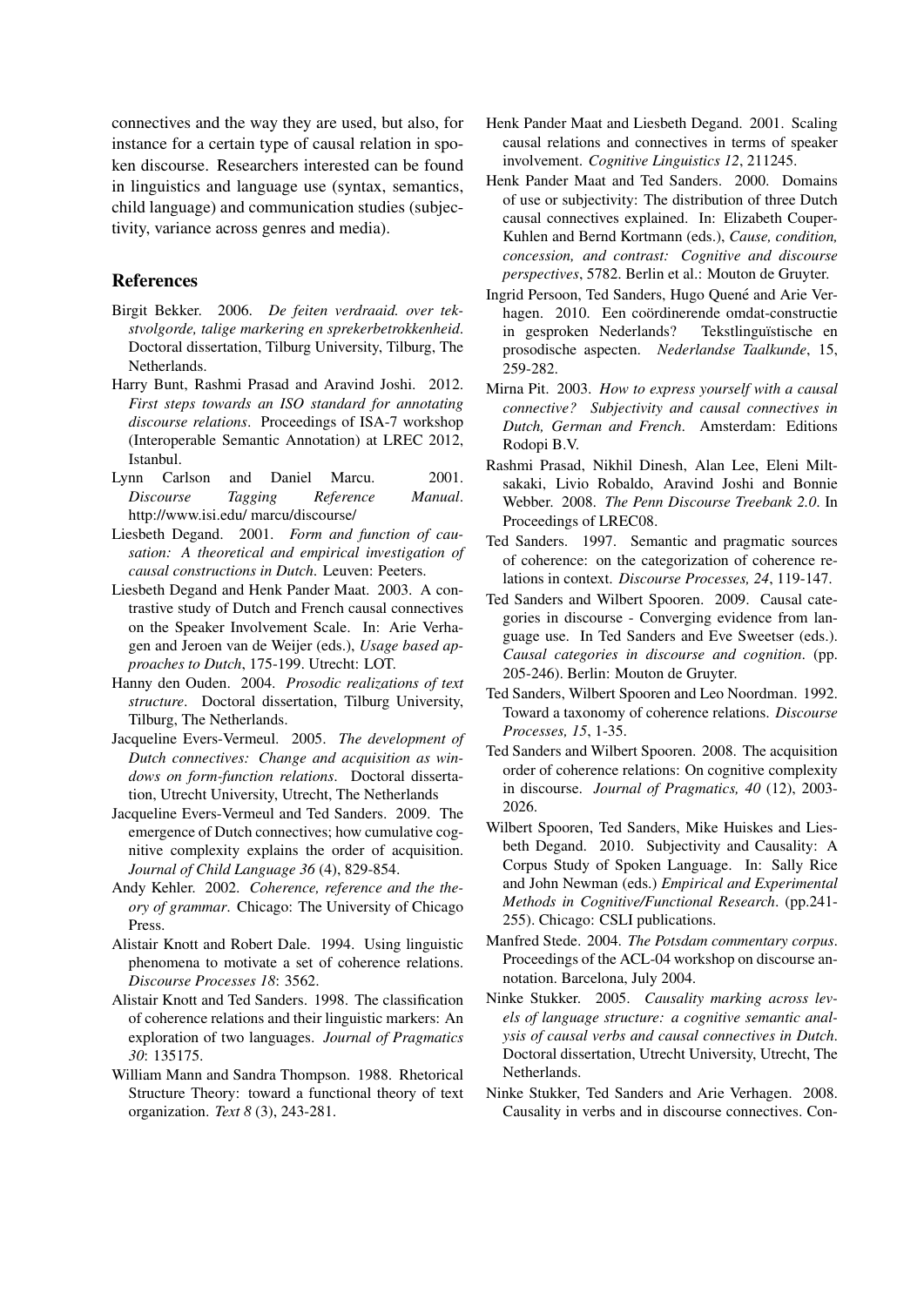connectives and the way they are used, but also, for instance for a certain type of causal relation in spoken discourse. Researchers interested can be found in linguistics and language use (syntax, semantics, child language) and communication studies (subjectivity, variance across genres and media).

## References

Birgit Bekker. 2006. *De feiten verdraaid. over tekstvolgorde, talige markering en sprekerbetrokkenheid*. Doctoral dissertation, Tilburg University, Tilburg, The Netherlands.

Harry Bunt, Rashmi Prasad and Aravind Joshi. 2012. *First steps towards an ISO standard for annotating discourse relations*. Proceedings of ISA-7 workshop (Interoperable Semantic Annotation) at LREC 2012, Istanbul.

Lynn Carlson and Daniel Marcu. 2001. *Discourse Tagging Reference Manual*. http://www.isi.edu/ marcu/discourse/

Liesbeth Degand. 2001. *Form and function of causation: A theoretical and empirical investigation of causal constructions in Dutch*. Leuven: Peeters.

Liesbeth Degand and Henk Pander Maat. 2003. A contrastive study of Dutch and French causal connectives on the Speaker Involvement Scale. In: Arie Verhagen and Jeroen van de Weijer (eds.), *Usage based approaches to Dutch*, 175-199. Utrecht: LOT.

Hanny den Ouden. 2004. *Prosodic realizations of text structure*. Doctoral dissertation, Tilburg University, Tilburg, The Netherlands.

Jacqueline Evers-Vermeul. 2005. *The development of Dutch connectives: Change and acquisition as windows on form-function relations*. Doctoral dissertation, Utrecht University, Utrecht, The Netherlands

Jacqueline Evers-Vermeul and Ted Sanders. 2009. The emergence of Dutch connectives; how cumulative cognitive complexity explains the order of acquisition. *Journal of Child Language 36* (4), 829-854.

Andy Kehler. 2002. *Coherence, reference and the theory of grammar*. Chicago: The University of Chicago Press.

Alistair Knott and Robert Dale. 1994. Using linguistic phenomena to motivate a set of coherence relations. *Discourse Processes 18*: 3562.

Alistair Knott and Ted Sanders. 1998. The classification of coherence relations and their linguistic markers: An exploration of two languages. *Journal of Pragmatics 30*: 135175.

William Mann and Sandra Thompson. 1988. Rhetorical Structure Theory: toward a functional theory of text organization. *Text 8* (3), 243-281.

Henk Pander Maat and Liesbeth Degand. 2001. Scaling causal relations and connectives in terms of speaker involvement. *Cognitive Linguistics 12*, 211245.

Henk Pander Maat and Ted Sanders. 2000. Domains of use or subjectivity: The distribution of three Dutch causal connectives explained. In: Elizabeth Couper-Kuhlen and Bernd Kortmann (eds.), *Cause, condition, concession, and contrast: Cognitive and discourse perspectives*, 5782. Berlin et al.: Mouton de Gruyter.

Ingrid Persoon, Ted Sanders, Hugo Quené and Arie Verhagen. 2010. Een coördinerende omdat-constructie in gesproken Nederlands? Tekstlinguïstische en prosodische aspecten. *Nederlandse Taalkunde*, 15, 259-282.

Mirna Pit. 2003. *How to express yourself with a causal connective? Subjectivity and causal connectives in Dutch, German and French*. Amsterdam: Editions Rodopi B.V.

Rashmi Prasad, Nikhil Dinesh, Alan Lee, Eleni Miltsakaki, Livio Robaldo, Aravind Joshi and Bonnie Webber. 2008. *The Penn Discourse Treebank 2.0*. In Proceedings of LREC08.

Ted Sanders. 1997. Semantic and pragmatic sources of coherence: on the categorization of coherence relations in context. *Discourse Processes, 24*, 119-147.

Ted Sanders and Wilbert Spooren. 2009. Causal categories in discourse - Converging evidence from language use. In Ted Sanders and Eve Sweetser (eds.). *Causal categories in discourse and cognition*. (pp. 205-246). Berlin: Mouton de Gruyter.

Ted Sanders, Wilbert Spooren and Leo Noordman. 1992. Toward a taxonomy of coherence relations. *Discourse Processes, 15*, 1-35.

Ted Sanders and Wilbert Spooren. 2008. The acquisition order of coherence relations: On cognitive complexity in discourse. *Journal of Pragmatics, 40* (12), 2003-2026.

Wilbert Spooren, Ted Sanders, Mike Huiskes and Liesbeth Degand. 2010. Subjectivity and Causality: A Corpus Study of Spoken Language. In: Sally Rice and John Newman (eds.) *Empirical and Experimental Methods in Cognitive/Functional Research*. (pp.241-255). Chicago: CSLI publications.

Manfred Stede. 2004. *The Potsdam commentary corpus*. Proceedings of the ACL-04 workshop on discourse annotation. Barcelona, July 2004.

Ninke Stukker. 2005. *Causality marking across levels of language structure: a cognitive semantic analysis of causal verbs and causal connectives in Dutch*. Doctoral dissertation, Utrecht University, Utrecht, The Netherlands.

Ninke Stukker, Ted Sanders and Arie Verhagen. 2008. Causality in verbs and in discourse connectives. Con-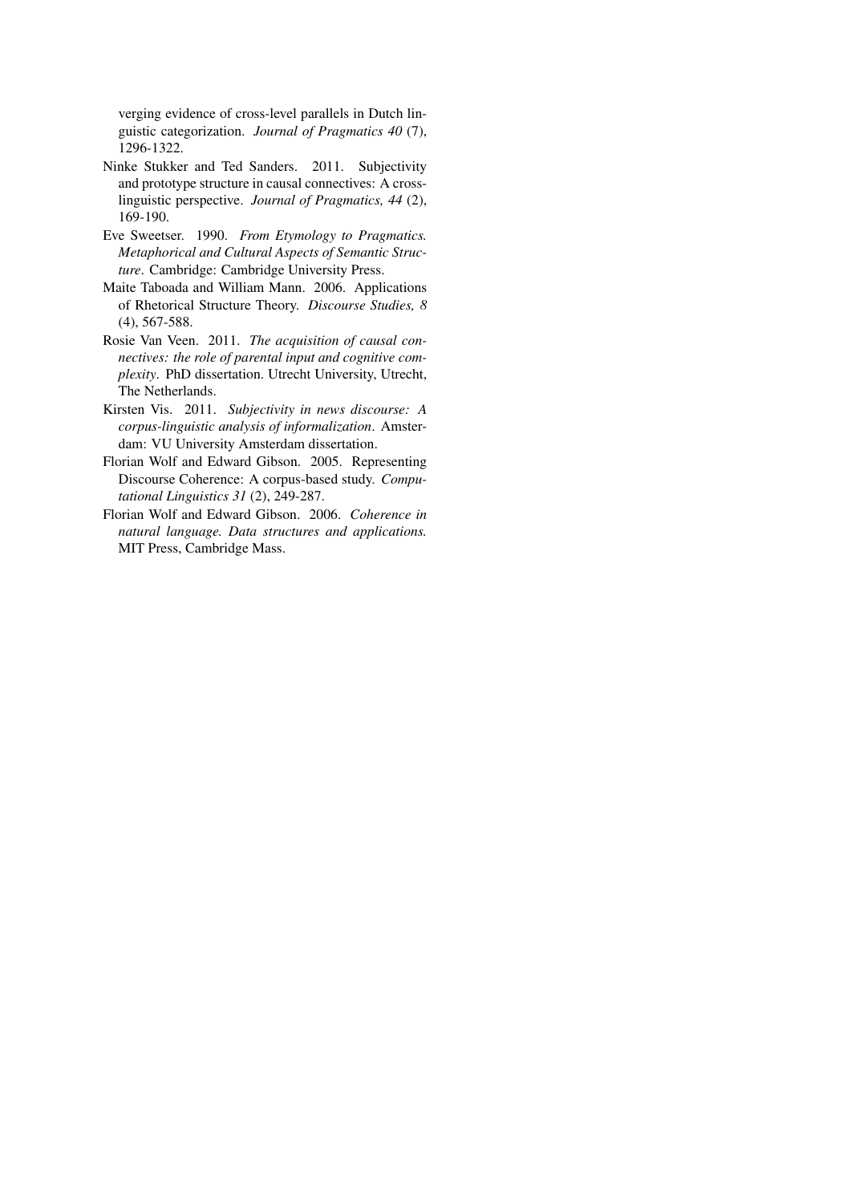verging evidence of cross-level parallels in Dutch linguistic categorization. *Journal of Pragmatics 40* (7), 1296-1322.

Ninke Stukker and Ted Sanders. 2011. Subjectivity and prototype structure in causal connectives: A cross-linguistic perspective. *Journal of Pragmatics, 44* (2), 169-190.

Eve Sweetser. 1990. *From Etymology to Pragmatics. Metaphorical and Cultural Aspects of Semantic Structure*. Cambridge: Cambridge University Press.

Maite Taboada and William Mann. 2006. Applications of Rhetorical Structure Theory. *Discourse Studies, 8* (4), 567-588.

Rosie Van Veen. 2011. *The acquisition of causal connectives: the role of parental input and cognitive complexity*. PhD dissertation. Utrecht University, Utrecht, The Netherlands.

Kirsten Vis. 2011. *Subjectivity in news discourse: A corpus-linguistic analysis of informalization*. Amsterdam: VU University Amsterdam dissertation.

Florian Wolf and Edward Gibson. 2005. Representing Discourse Coherence: A corpus-based study. *Computational Linguistics 31* (2), 249-287.

Florian Wolf and Edward Gibson. 2006. *Coherence in natural language. Data structures and applications.* MIT Press, Cambridge Mass.